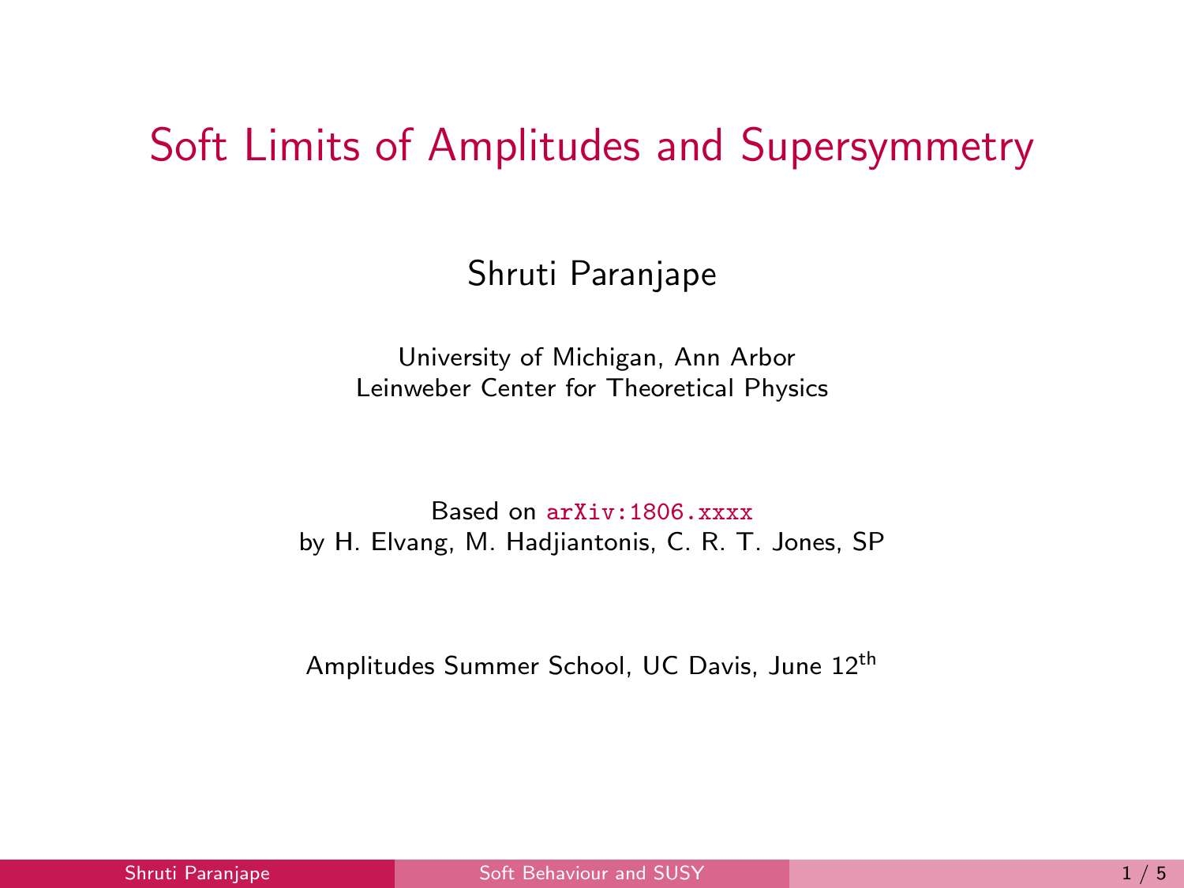# Soft Limits of Amplitudes and Supersymmetry

Shruti Paranjape

University of Michigan, Ann Arbor
Leinweber Center for Theoretical Physics

Based on arXiv:1806.xxxx
by H. Elvang, M. Hadjiantonis, C. R. T. Jones, SP

Amplitudes Summer School, UC Davis, June 12$^{\text{th}}$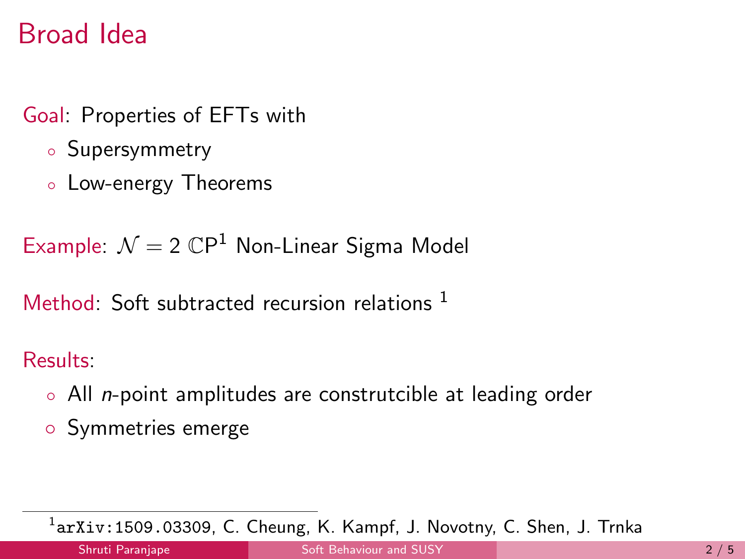# Broad Idea

Goal: Properties of EFTs with

- Supersymmetry
- Low-energy Theorems

Example: $\mathcal{N} = 2$ $\mathbb{C}\mathrm{P}^1$ Non-Linear Sigma Model

Method: Soft subtracted recursion relations [1]

Results:

- All *n*-point amplitudes are construtcible at leading order
- Symmetries emerge

---

[1] arXiv:1509.03309, C. Cheung, K. Kampf, J. Novotny, C. Shen, J. Trnka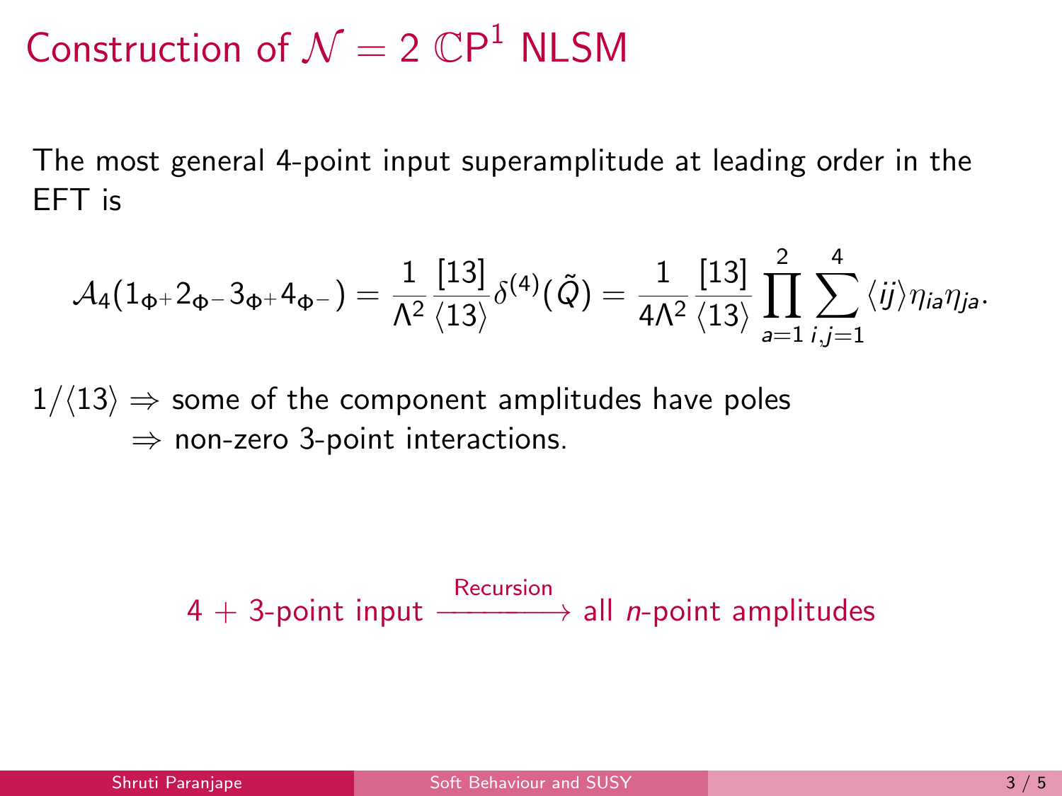# Construction of $\mathcal{N} = 2$ $\mathbb{CP}^1$ NLSM

The most general 4-point input superamplitude at leading order in the EFT is

$$\mathcal{A}_4(1_{\Phi^+}2_{\Phi^-}3_{\Phi^+}4_{\Phi^-}) = \frac{1}{\Lambda^2}\frac{[13]}{\langle 13\rangle}\delta^{(4)}(\tilde{Q}) = \frac{1}{4\Lambda^2}\frac{[13]}{\langle 13\rangle}\prod_{a=1}^{2}\sum_{i,j=1}^{4}\langle ij\rangle \eta_{ia}\eta_{ja}.$$

$1/\langle 13\rangle \Rightarrow$ some of the component amplitudes have poles
$\Rightarrow$ non-zero 3-point interactions.

$$4 + 3\text{-point input} \xrightarrow{\text{Recursion}} \text{all } n\text{-point amplitudes}$$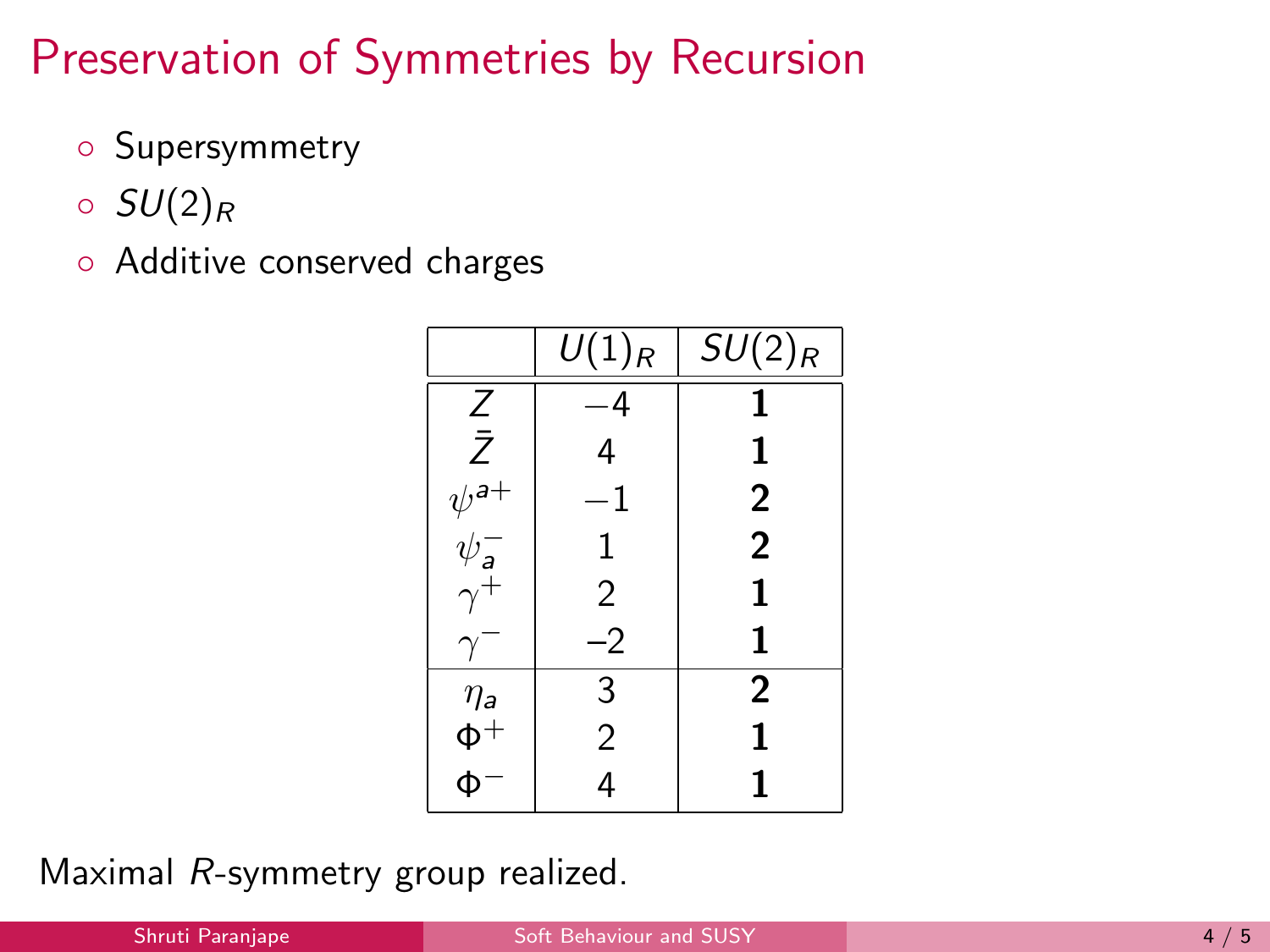# Preservation of Symmetries by Recursion

- Supersymmetry
- $SU(2)_R$
- Additive conserved charges

| | $U(1)_R$ | $SU(2)_R$ |
|---|---|---|
| $Z$ | $-4$ | $\mathbf{1}$ |
| $\bar{Z}$ | $4$ | $\mathbf{1}$ |
| $\psi^{a+}$ | $-1$ | $\mathbf{2}$ |
| $\psi_a^-$ | $1$ | $\mathbf{2}$ |
| $\gamma^+$ | $2$ | $\mathbf{1}$ |
| $\gamma^-$ | $-2$ | $\mathbf{1}$ |
| $\eta_a$ | $3$ | $\mathbf{2}$ |
| $\Phi^+$ | $2$ | $\mathbf{1}$ |
| $\Phi^-$ | $4$ | $\mathbf{1}$ |

Maximal $R$-symmetry group realized.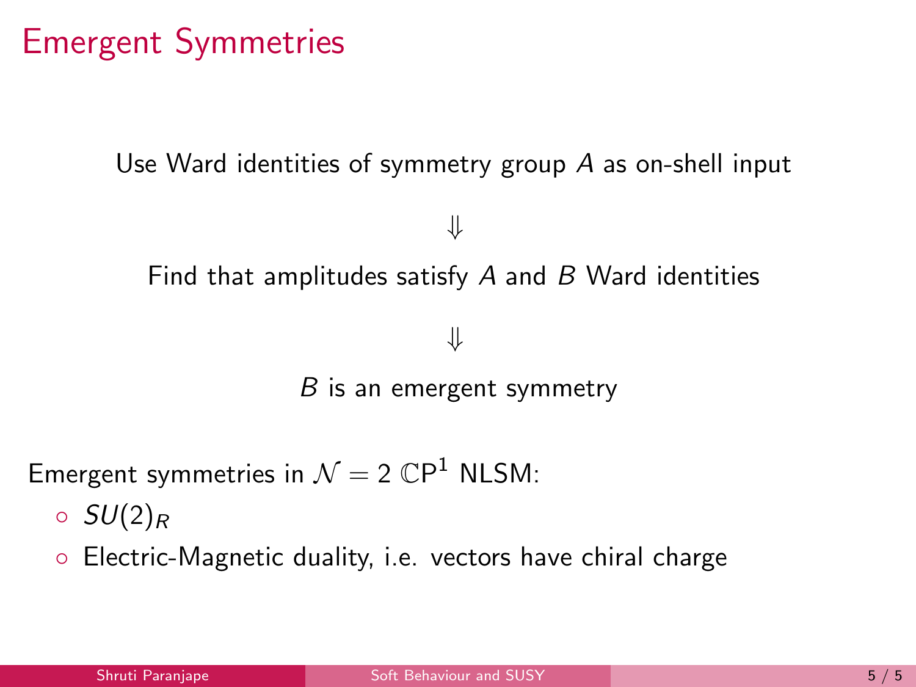# Emergent Symmetries

Use Ward identities of symmetry group $A$ as on-shell input

$$\Downarrow$$

Find that amplitudes satisfy $A$ and $B$ Ward identities

$$\Downarrow$$

$B$ is an emergent symmetry

Emergent symmetries in $\mathcal{N} = 2$ $\mathbb{C}\mathrm{P}^1$ NLSM:

- $SU(2)_R$
- Electric-Magnetic duality, i.e. vectors have chiral charge